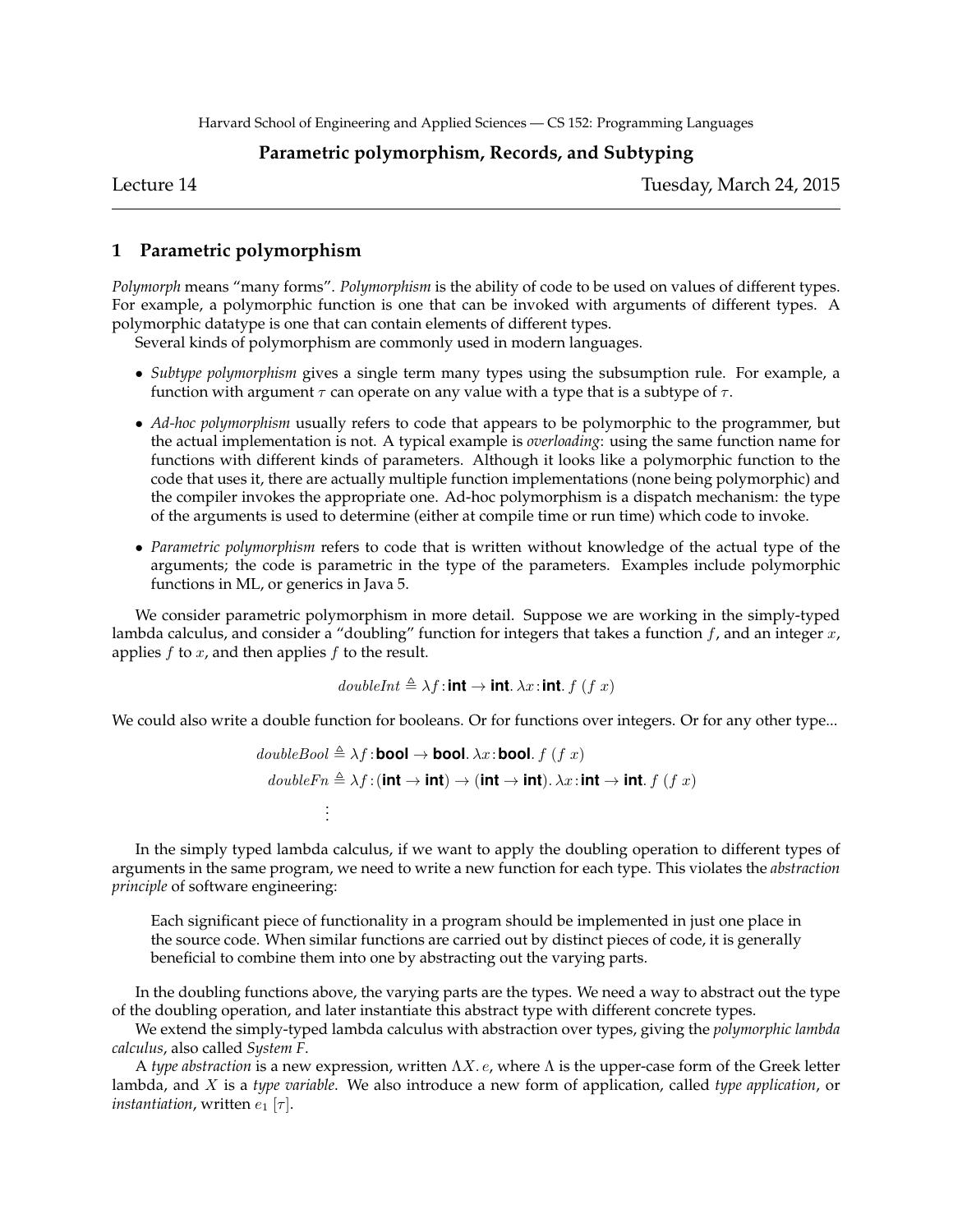Harvard School of Engineering and Applied Sciences — CS 152: Programming Languages

**Parametric polymorphism, Records, and Subtyping**

Lecture 14 Tuesday, March 24, 2015

## 1 Parametric polymorphism

*Polymorph* means "many forms". *Polymorphism* is the ability of code to be used on values of different types. For example, a polymorphic function is one that can be invoked with arguments of different types. A polymorphic datatype is one that can contain elements of different types.

Several kinds of polymorphism are commonly used in modern languages.

- *Subtype polymorphism* gives a single term many types using the subsumption rule. For example, a function with argument $\tau$ can operate on any value with a type that is a subtype of $\tau$.
- *Ad-hoc polymorphism* usually refers to code that appears to be polymorphic to the programmer, but the actual implementation is not. A typical example is *overloading*: using the same function name for functions with different kinds of parameters. Although it looks like a polymorphic function to the code that uses it, there are actually multiple function implementations (none being polymorphic) and the compiler invokes the appropriate one. Ad-hoc polymorphism is a dispatch mechanism: the type of the arguments is used to determine (either at compile time or run time) which code to invoke.
- *Parametric polymorphism* refers to code that is written without knowledge of the actual type of the arguments; the code is parametric in the type of the parameters. Examples include polymorphic functions in ML, or generics in Java 5.

We consider parametric polymorphism in more detail. Suppose we are working in the simply-typed lambda calculus, and consider a "doubling" function for integers that takes a function $f$, and an integer $x$, applies $f$ to $x$, and then applies $f$ to the result.

$$doubleInt \triangleq \lambda f\!:\!\textbf{int} \rightarrow \textbf{int}.\, \lambda x\!:\!\textbf{int}.\, f\ (f\ x)$$

We could also write a double function for booleans. Or for functions over integers. Or for any other type...

$$\begin{aligned} doubleBool &\triangleq \lambda f\!:\!\textbf{bool} \rightarrow \textbf{bool}.\, \lambda x\!:\!\textbf{bool}.\, f\ (f\ x) \\ doubleFn &\triangleq \lambda f\!:\!(\textbf{int} \rightarrow \textbf{int}) \rightarrow (\textbf{int} \rightarrow \textbf{int}).\, \lambda x\!:\!\textbf{int} \rightarrow \textbf{int}.\, f\ (f\ x) \\ &\vdots \end{aligned}$$

In the simply typed lambda calculus, if we want to apply the doubling operation to different types of arguments in the same program, we need to write a new function for each type. This violates the *abstraction principle* of software engineering:

> Each significant piece of functionality in a program should be implemented in just one place in the source code. When similar functions are carried out by distinct pieces of code, it is generally beneficial to combine them into one by abstracting out the varying parts.

In the doubling functions above, the varying parts are the types. We need a way to abstract out the type of the doubling operation, and later instantiate this abstract type with different concrete types.

We extend the simply-typed lambda calculus with abstraction over types, giving the *polymorphic lambda calculus*, also called *System F*.

A *type abstraction* is a new expression, written $\Lambda X.\, e$, where $\Lambda$ is the upper-case form of the Greek letter lambda, and $X$ is a *type variable*. We also introduce a new form of application, called *type application*, or *instantiation*, written $e_1\ [\tau]$.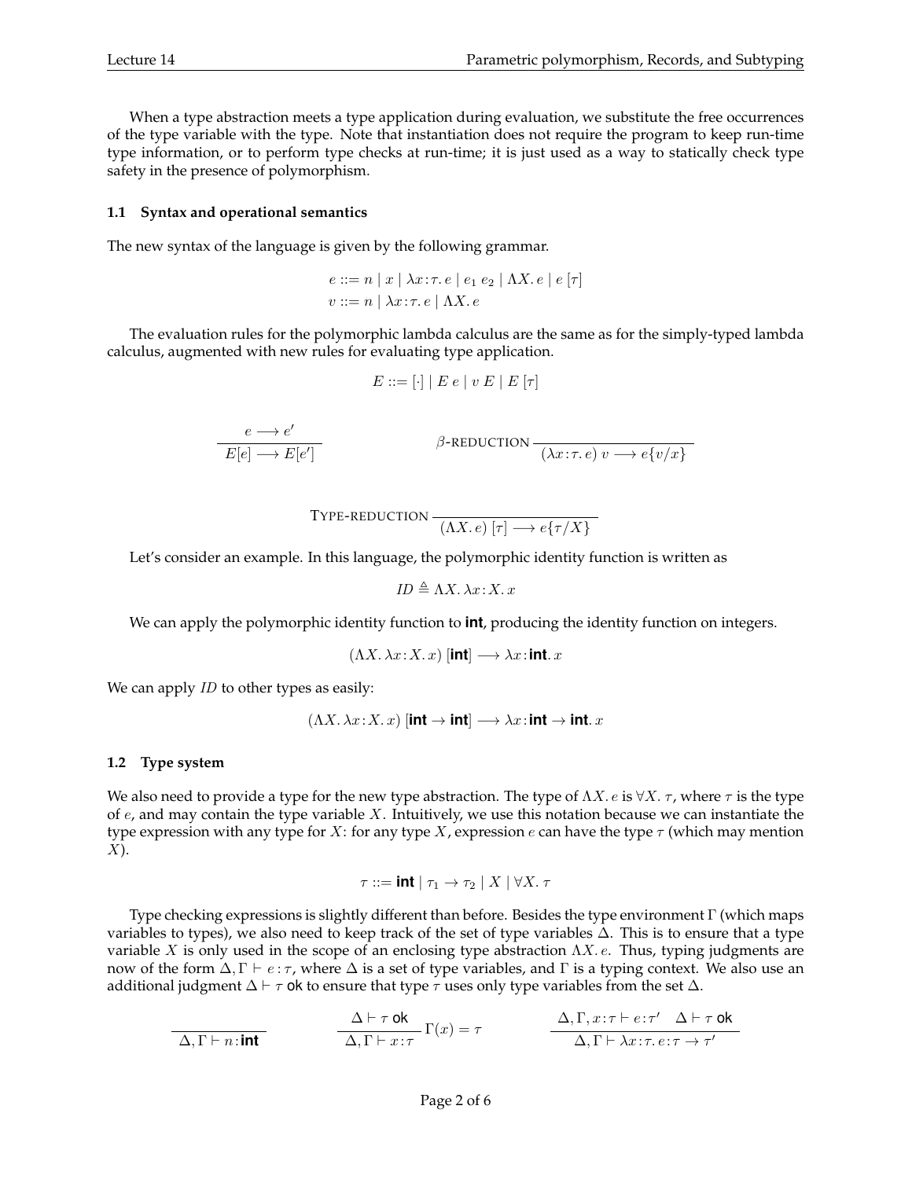When a type abstraction meets a type application during evaluation, we substitute the free occurrences of the type variable with the type. Note that instantiation does not require the program to keep run-time type information, or to perform type checks at run-time; it is just used as a way to statically check type safety in the presence of polymorphism.

### 1.1 Syntax and operational semantics

The new syntax of the language is given by the following grammar.

$$e ::= n \mid x \mid \lambda x\!:\!\tau.\, e \mid e_1\ e_2 \mid \Lambda X.\, e \mid e\ [\tau]$$
$$v ::= n \mid \lambda x\!:\!\tau.\, e \mid \Lambda X.\, e$$

The evaluation rules for the polymorphic lambda calculus are the same as for the simply-typed lambda calculus, augmented with new rules for evaluating type application.

$$E ::= [\cdot] \mid E\ e \mid v\ E \mid E\ [\tau]$$

$$\frac{e \longrightarrow e'}{E[e] \longrightarrow E[e']} \qquad\qquad \beta\text{-REDUCTION}\ \frac{}{(\lambda x\!:\!\tau.\, e)\ v \longrightarrow e\{v/x\}}$$

$$\text{TYPE-REDUCTION}\ \frac{}{(\Lambda X.\, e)\ [\tau] \longrightarrow e\{\tau/X\}}$$

Let's consider an example. In this language, the polymorphic identity function is written as

$$\mathit{ID} \triangleq \Lambda X.\, \lambda x\!:\!X.\, x$$

We can apply the polymorphic identity function to **int**, producing the identity function on integers.

$$(\Lambda X.\, \lambda x\!:\!X.\, x)\ [\textbf{int}] \longrightarrow \lambda x\!:\!\textbf{int}.\, x$$

We can apply $\mathit{ID}$ to other types as easily:

$$(\Lambda X.\, \lambda x\!:\!X.\, x)\ [\textbf{int} \to \textbf{int}] \longrightarrow \lambda x\!:\!\textbf{int} \to \textbf{int}.\, x$$

### 1.2 Type system

We also need to provide a type for the new type abstraction. The type of $\Lambda X.\, e$ is $\forall X.\, \tau$, where $\tau$ is the type of $e$, and may contain the type variable $X$. Intuitively, we use this notation because we can instantiate the type expression with any type for $X$: for any type $X$, expression $e$ can have the type $\tau$ (which may mention $X$).

$$\tau ::= \textbf{int} \mid \tau_1 \to \tau_2 \mid X \mid \forall X.\, \tau$$

Type checking expressions is slightly different than before. Besides the type environment $\Gamma$ (which maps variables to types), we also need to keep track of the set of type variables $\Delta$. This is to ensure that a type variable $X$ is only used in the scope of an enclosing type abstraction $\Lambda X.\, e$. Thus, typing judgments are now of the form $\Delta, \Gamma \vdash e : \tau$, where $\Delta$ is a set of type variables, and $\Gamma$ is a typing context. We also use an additional judgment $\Delta \vdash \tau$ ok to ensure that type $\tau$ uses only type variables from the set $\Delta$.

$$\frac{}{\Delta, \Gamma \vdash n : \textbf{int}} \qquad \frac{\Delta \vdash \tau\ \mathsf{ok}}{\Delta, \Gamma \vdash x : \tau}\ \Gamma(x) = \tau \qquad \frac{\Delta, \Gamma, x\!:\!\tau \vdash e : \tau' \quad \Delta \vdash \tau\ \mathsf{ok}}{\Delta, \Gamma \vdash \lambda x\!:\!\tau.\, e : \tau \to \tau'}$$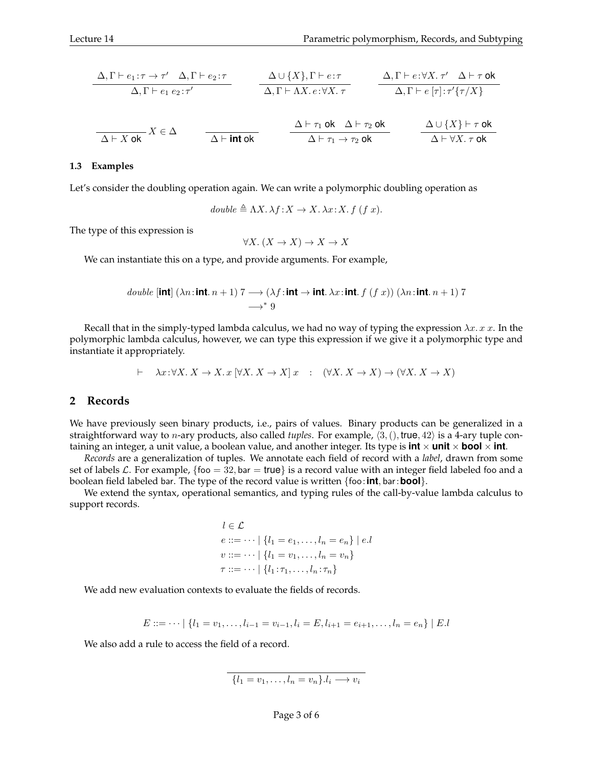$$\frac{\Delta, \Gamma \vdash e_1 : \tau \to \tau' \quad \Delta, \Gamma \vdash e_2 : \tau}{\Delta, \Gamma \vdash e_1\ e_2 : \tau'} \qquad \frac{\Delta \cup \{X\}, \Gamma \vdash e : \tau}{\Delta, \Gamma \vdash \Lambda X.\, e : \forall X.\, \tau} \qquad \frac{\Delta, \Gamma \vdash e : \forall X.\, \tau' \quad \Delta \vdash \tau \text{ ok}}{\Delta, \Gamma \vdash e\ [\tau] : \tau'\{\tau/X\}}$$

$$\frac{}{\Delta \vdash X \text{ ok}}\ X \in \Delta \qquad \frac{}{\Delta \vdash \textbf{int} \text{ ok}} \qquad \frac{\Delta \vdash \tau_1 \text{ ok} \quad \Delta \vdash \tau_2 \text{ ok}}{\Delta \vdash \tau_1 \to \tau_2 \text{ ok}} \qquad \frac{\Delta \cup \{X\} \vdash \tau \text{ ok}}{\Delta \vdash \forall X.\, \tau \text{ ok}}$$

### 1.3 Examples

Let's consider the doubling operation again. We can write a polymorphic doubling operation as

$$double \triangleq \Lambda X.\, \lambda f : X \to X.\, \lambda x : X.\, f\ (f\ x).$$

The type of this expression is

$$\forall X.\, (X \to X) \to X \to X$$

We can instantiate this on a type, and provide arguments. For example,

$$\begin{aligned} double\ [\textbf{int}]\ (\lambda n : \textbf{int}.\, n + 1)\ 7 &\longrightarrow (\lambda f : \textbf{int} \to \textbf{int}.\, \lambda x : \textbf{int}.\, f\ (f\ x))\ (\lambda n : \textbf{int}.\, n + 1)\ 7 \\ &\longrightarrow^* 9 \end{aligned}$$

Recall that in the simply-typed lambda calculus, we had no way of typing the expression $\lambda x.\, x\ x$. In the polymorphic lambda calculus, however, we can type this expression if we give it a polymorphic type and instantiate it appropriately.

$$\vdash \quad \lambda x : \forall X.\, X \to X.\, x\ [\forall X.\, X \to X]\ x \quad : \quad (\forall X.\, X \to X) \to (\forall X.\, X \to X)$$

## 2 Records

We have previously seen binary products, i.e., pairs of values. Binary products can be generalized in a straightforward way to $n$-ary products, also called *tuples*. For example, $\langle 3, (), \text{true}, 42 \rangle$ is a 4-ary tuple containing an integer, a unit value, a boolean value, and another integer. Its type is $\textbf{int} \times \textbf{unit} \times \textbf{bool} \times \textbf{int}$.

*Records* are a generalization of tuples. We annotate each field of record with a *label*, drawn from some set of labels $\mathcal{L}$. For example, $\{\text{foo} = 32, \text{bar} = \text{true}\}$ is a record value with an integer field labeled foo and a boolean field labeled bar. The type of the record value is written $\{\text{foo} : \textbf{int}, \text{bar} : \textbf{bool}\}$.

We extend the syntax, operational semantics, and typing rules of the call-by-value lambda calculus to support records.

$$\begin{aligned} &l \in \mathcal{L} \\ &e ::= \cdots \mid \{l_1 = e_1, \ldots, l_n = e_n\} \mid e.l \\ &v ::= \cdots \mid \{l_1 = v_1, \ldots, l_n = v_n\} \\ &\tau ::= \cdots \mid \{l_1 : \tau_1, \ldots, l_n : \tau_n\} \end{aligned}$$

We add new evaluation contexts to evaluate the fields of records.

$$E ::= \cdots \mid \{l_1 = v_1, \ldots, l_{i-1} = v_{i-1}, l_i = E, l_{i+1} = e_{i+1}, \ldots, l_n = e_n\} \mid E.l$$

We also add a rule to access the field of a record.

$$\frac{}{\{l_1 = v_1, \ldots, l_n = v_n\}.l_i \longrightarrow v_i}$$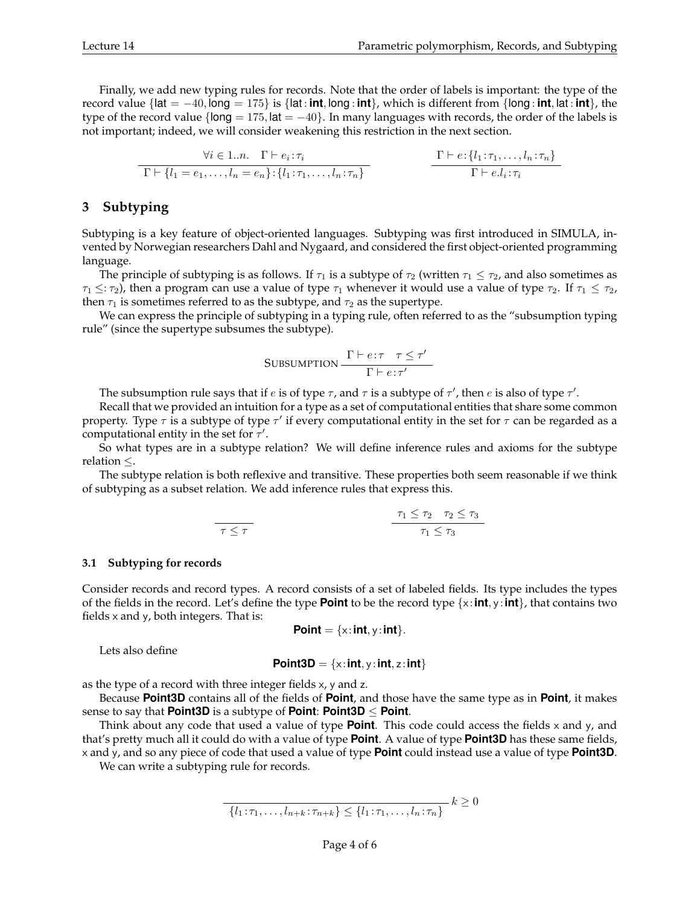Finally, we add new typing rules for records. Note that the order of labels is important: the type of the record value $\{\mathsf{lat} = -40, \mathsf{long} = 175\}$ is $\{\mathsf{lat} : \textbf{int}, \mathsf{long} : \textbf{int}\}$, which is different from $\{\mathsf{long} : \textbf{int}, \mathsf{lat} : \textbf{int}\}$, the type of the record value $\{\mathsf{long} = 175, \mathsf{lat} = -40\}$. In many languages with records, the order of the labels is not important; indeed, we will consider weakening this restriction in the next section.

$$\frac{\forall i \in 1..n. \quad \Gamma \vdash e_i : \tau_i}{\Gamma \vdash \{l_1 = e_1, \ldots, l_n = e_n\} : \{l_1 : \tau_1, \ldots, l_n : \tau_n\}} \qquad \frac{\Gamma \vdash e : \{l_1 : \tau_1, \ldots, l_n : \tau_n\}}{\Gamma \vdash e.l_i : \tau_i}$$

## 3 Subtyping

Subtyping is a key feature of object-oriented languages. Subtyping was first introduced in SIMULA, invented by Norwegian researchers Dahl and Nygaard, and considered the first object-oriented programming language.

The principle of subtyping is as follows. If $\tau_1$ is a subtype of $\tau_2$ (written $\tau_1 \leq \tau_2$, and also sometimes as $\tau_1 \leq: \tau_2$), then a program can use a value of type $\tau_1$ whenever it would use a value of type $\tau_2$. If $\tau_1 \leq \tau_2$, then $\tau_1$ is sometimes referred to as the subtype, and $\tau_2$ as the supertype.

We can express the principle of subtyping in a typing rule, often referred to as the "subsumption typing rule" (since the supertype subsumes the subtype).

$$\textsc{Subsumption}\ \frac{\Gamma \vdash e : \tau \quad \tau \leq \tau'}{\Gamma \vdash e : \tau'}$$

The subsumption rule says that if $e$ is of type $\tau$, and $\tau$ is a subtype of $\tau'$, then $e$ is also of type $\tau'$.

Recall that we provided an intuition for a type as a set of computational entities that share some common property. Type $\tau$ is a subtype of type $\tau'$ if every computational entity in the set for $\tau$ can be regarded as a computational entity in the set for $\tau'$.

So what types are in a subtype relation? We will define inference rules and axioms for the subtype relation $\leq$.

The subtype relation is both reflexive and transitive. These properties both seem reasonable if we think of subtyping as a subset relation. We add inference rules that express this.

$$\frac{}{\tau \leq \tau} \qquad \frac{\tau_1 \leq \tau_2 \quad \tau_2 \leq \tau_3}{\tau_1 \leq \tau_3}$$

### 3.1 Subtyping for records

Consider records and record types. A record consists of a set of labeled fields. Its type includes the types of the fields in the record. Let's define the type **Point** to be the record type $\{\mathsf{x} : \textbf{int}, \mathsf{y} : \textbf{int}\}$, that contains two fields x and y, both integers. That is:

$$\textbf{Point} = \{\mathsf{x} : \textbf{int}, \mathsf{y} : \textbf{int}\}.$$

Lets also define

$$\textbf{Point3D} = \{\mathsf{x} : \textbf{int}, \mathsf{y} : \textbf{int}, \mathsf{z} : \textbf{int}\}$$

as the type of a record with three integer fields x, y and z.

Because **Point3D** contains all of the fields of **Point**, and those have the same type as in **Point**, it makes sense to say that **Point3D** is a subtype of **Point**: **Point3D** $\leq$ **Point**.

Think about any code that used a value of type **Point**. This code could access the fields x and y, and that's pretty much all it could do with a value of type **Point**. A value of type **Point3D** has these same fields, x and y, and so any piece of code that used a value of type **Point** could instead use a value of type **Point3D**.

We can write a subtyping rule for records.

$$\frac{}{\{l_1 : \tau_1, \ldots, l_{n+k} : \tau_{n+k}\} \leq \{l_1 : \tau_1, \ldots, l_n : \tau_n\}}\ k \geq 0$$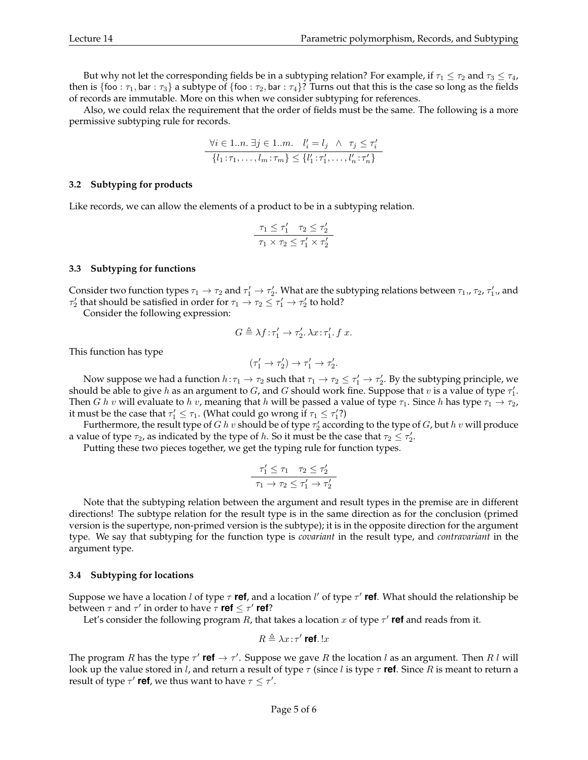But why not let the corresponding fields be in a subtyping relation? For example, if $\tau_1 \leq \tau_2$ and $\tau_3 \leq \tau_4$, then is $\{\mathsf{foo} : \tau_1, \mathsf{bar} : \tau_3\}$ a subtype of $\{\mathsf{foo} : \tau_2, \mathsf{bar} : \tau_4\}$? Turns out that this is the case so long as the fields of records are immutable. More on this when we consider subtyping for references.

Also, we could relax the requirement that the order of fields must be the same. The following is a more permissive subtyping rule for records.

$$\frac{\forall i \in 1..n.\ \exists j \in 1..m. \quad l'_i = l_j \ \wedge \ \tau_j \leq \tau'_i}{\{l_1 : \tau_1, \ldots, l_m : \tau_m\} \leq \{l'_1 : \tau'_1, \ldots, l'_n : \tau'_n\}}$$

### 3.2 Subtyping for products

Like records, we can allow the elements of a product to be in a subtyping relation.

$$\frac{\tau_1 \leq \tau'_1 \quad \tau_2 \leq \tau'_2}{\tau_1 \times \tau_2 \leq \tau'_1 \times \tau'_2}$$

### 3.3 Subtyping for functions

Consider two function types $\tau_1 \rightarrow \tau_2$ and $\tau'_1 \rightarrow \tau'_2$. What are the subtyping relations between $\tau_1$,, $\tau_2$, $\tau'_1$,, and $\tau'_2$ that should be satisfied in order for $\tau_1 \rightarrow \tau_2 \leq \tau'_1 \rightarrow \tau'_2$ to hold?

Consider the following expression:

$$G \triangleq \lambda f : \tau'_1 \rightarrow \tau'_2.\, \lambda x : \tau'_1.\, f\ x.$$

This function has type

$$(\tau'_1 \rightarrow \tau'_2) \rightarrow \tau'_1 \rightarrow \tau'_2.$$

Now suppose we had a function $h : \tau_1 \rightarrow \tau_2$ such that $\tau_1 \rightarrow \tau_2 \leq \tau'_1 \rightarrow \tau'_2$. By the subtyping principle, we should be able to give $h$ as an argument to $G$, and $G$ should work fine. Suppose that $v$ is a value of type $\tau'_1$. Then $G\ h\ v$ will evaluate to $h\ v$, meaning that $h$ will be passed a value of type $\tau_1$. Since $h$ has type $\tau_1 \rightarrow \tau_2$, it must be the case that $\tau'_1 \leq \tau_1$. (What could go wrong if $\tau_1 \leq \tau'_1$?)

Furthermore, the result type of $G\ h\ v$ should be of type $\tau'_2$ according to the type of $G$, but $h\ v$ will produce a value of type $\tau_2$, as indicated by the type of $h$. So it must be the case that $\tau_2 \leq \tau'_2$.

Putting these two pieces together, we get the typing rule for function types.

$$\frac{\tau'_1 \leq \tau_1 \quad \tau_2 \leq \tau'_2}{\tau_1 \rightarrow \tau_2 \leq \tau'_1 \rightarrow \tau'_2}$$

Note that the subtyping relation between the argument and result types in the premise are in different directions! The subtype relation for the result type is in the same direction as for the conclusion (primed version is the supertype, non-primed version is the subtype); it is in the opposite direction for the argument type. We say that subtyping for the function type is *covariant* in the result type, and *contravariant* in the argument type.

### 3.4 Subtyping for locations

Suppose we have a location $l$ of type $\tau$ **ref**, and a location $l'$ of type $\tau'$ **ref**. What should the relationship be between $\tau$ and $\tau'$ in order to have $\tau$ **ref** $\leq \tau'$ **ref**?

Let's consider the following program $R$, that takes a location $x$ of type $\tau'$ **ref** and reads from it.

$$R \triangleq \lambda x : \tau'\ \textbf{ref}.\, !x$$

The program $R$ has the type $\tau'$ **ref** $\rightarrow \tau'$. Suppose we gave $R$ the location $l$ as an argument. Then $R\ l$ will look up the value stored in $l$, and return a result of type $\tau$ (since $l$ is type $\tau$ **ref**. Since $R$ is meant to return a result of type $\tau'$ **ref**, we thus want to have $\tau \leq \tau'$.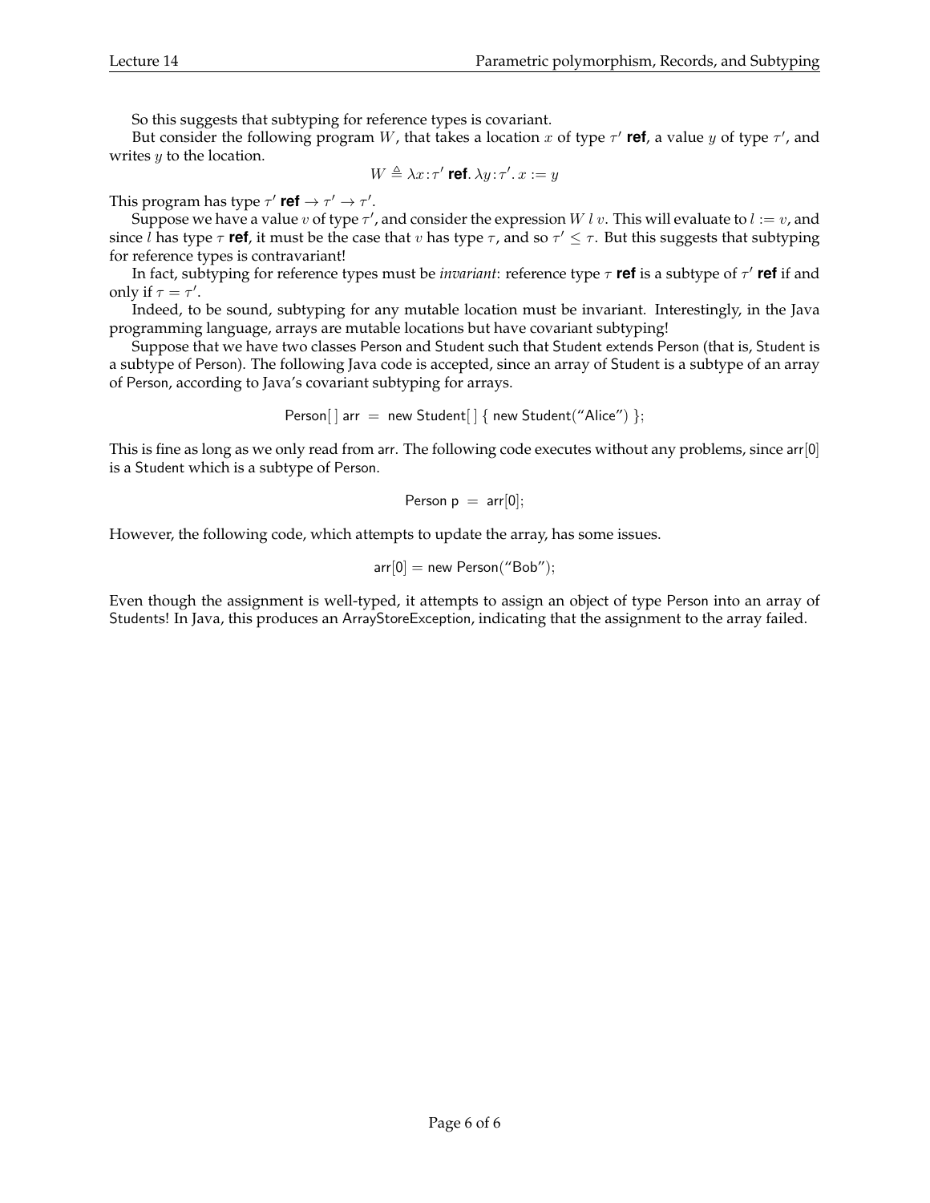So this suggests that subtyping for reference types is covariant.

But consider the following program $W$, that takes a location $x$ of type $\tau'$ **ref**, a value $y$ of type $\tau'$, and writes $y$ to the location.

$$W \triangleq \lambda x\!:\!\tau' \textbf{ ref}.\, \lambda y\!:\!\tau'.\, x := y$$

This program has type $\tau'$ **ref** $\rightarrow \tau' \rightarrow \tau'$.

Suppose we have a value $v$ of type $\tau'$, and consider the expression $W\ l\ v$. This will evaluate to $l := v$, and since $l$ has type $\tau$ **ref**, it must be the case that $v$ has type $\tau$, and so $\tau' \leq \tau$. But this suggests that subtyping for reference types is contravariant!

In fact, subtyping for reference types must be *invariant*: reference type $\tau$ **ref** is a subtype of $\tau'$ **ref** if and only if $\tau = \tau'$.

Indeed, to be sound, subtyping for any mutable location must be invariant. Interestingly, in the Java programming language, arrays are mutable locations but have covariant subtyping!

Suppose that we have two classes Person and Student such that Student extends Person (that is, Student is a subtype of Person). The following Java code is accepted, since an array of Student is a subtype of an array of Person, according to Java's covariant subtyping for arrays.

```
Person[] arr = new Student[] { new Student("Alice") };
```

This is fine as long as we only read from arr. The following code executes without any problems, since arr[0] is a Student which is a subtype of Person.

```
Person p = arr[0];
```

However, the following code, which attempts to update the array, has some issues.

```
arr[0] = new Person("Bob");
```

Even though the assignment is well-typed, it attempts to assign an object of type Person into an array of Students! In Java, this produces an ArrayStoreException, indicating that the assignment to the array failed.